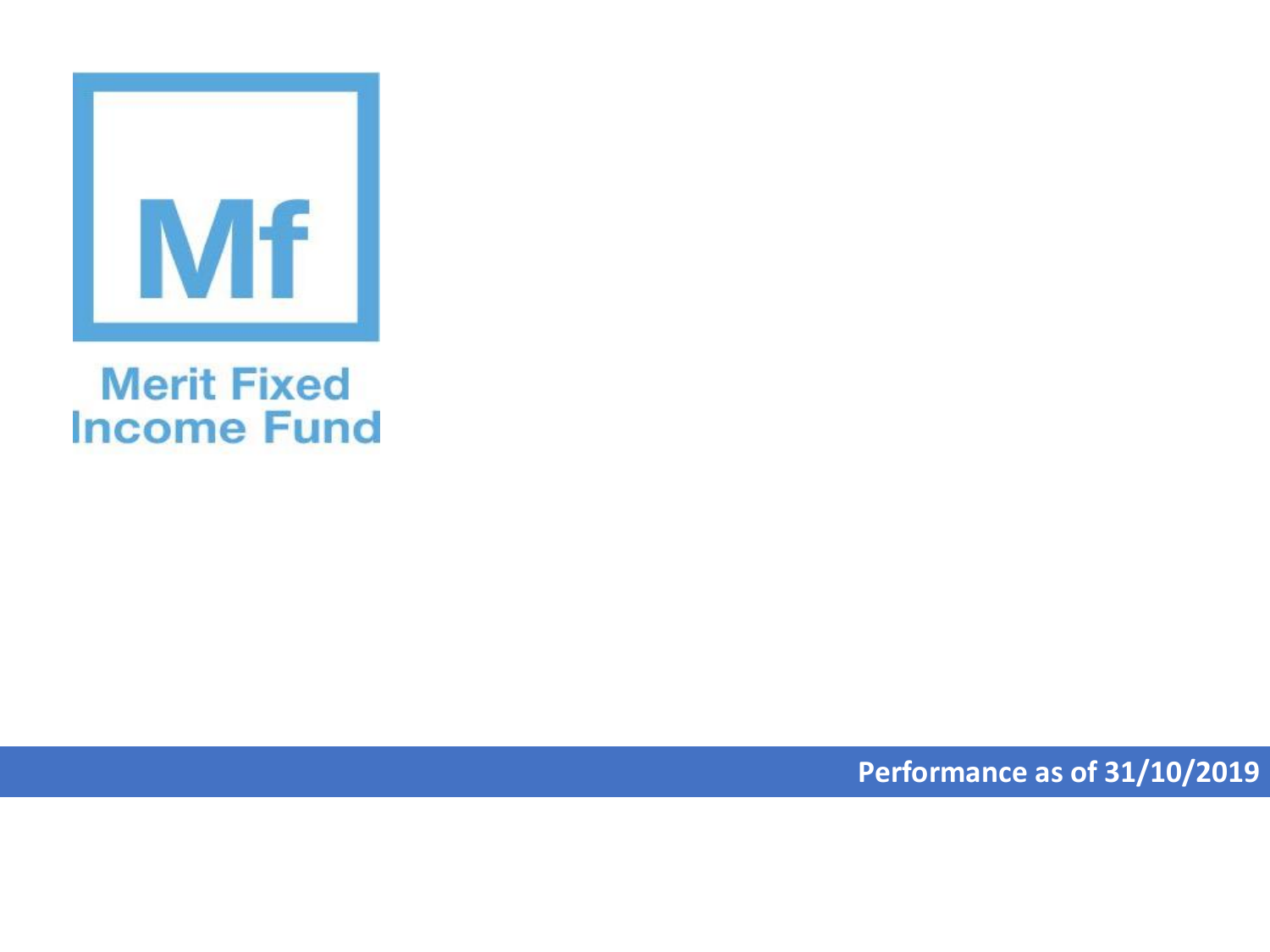# Merit Fixed Income Fund

**Performance as of 31/10/2019**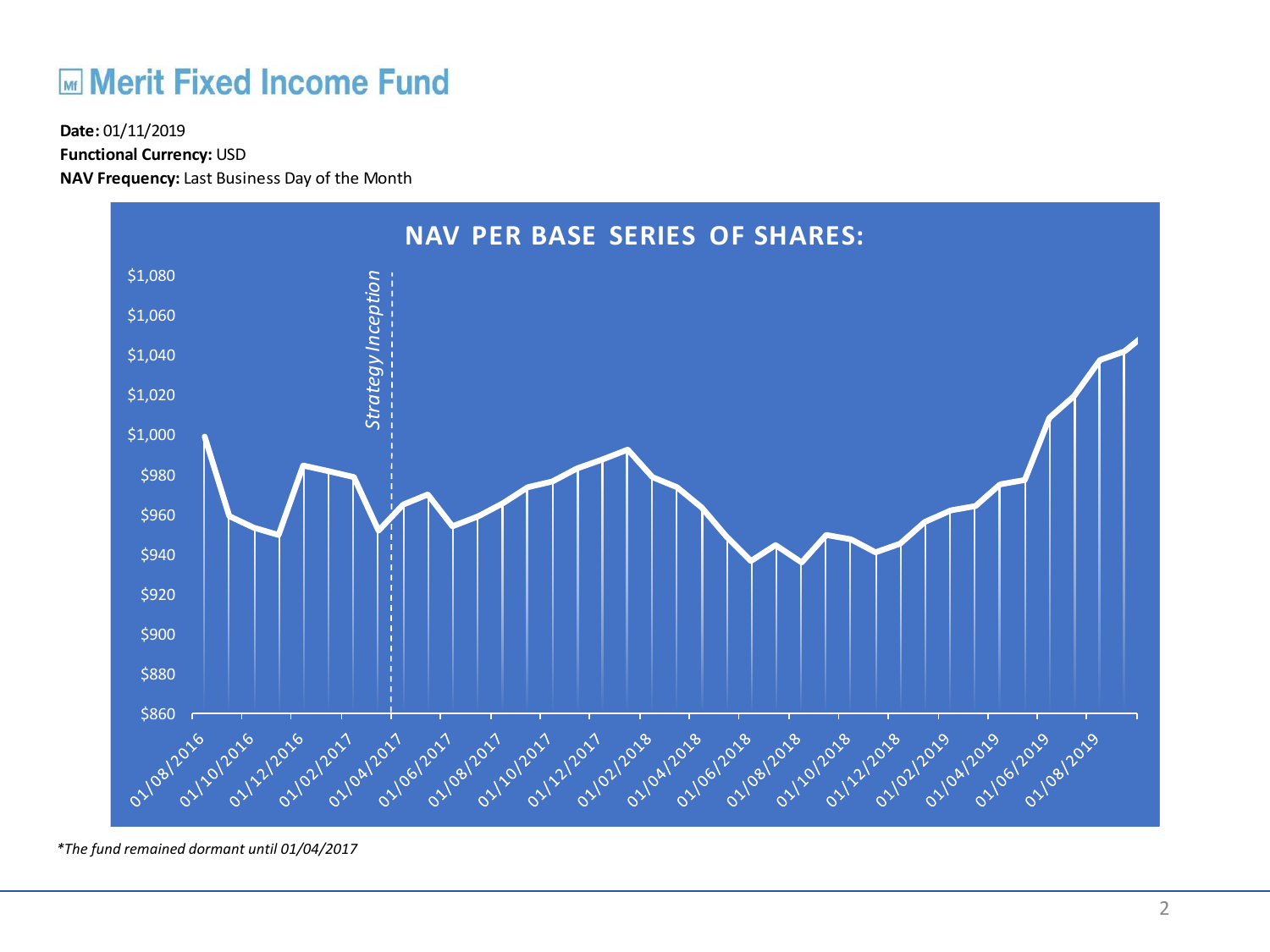# Merit Fixed Income Fund

**Date:** 01/11/2019
**Functional Currency:** USD
**NAV Frequency:** Last Business Day of the Month

## NAV PER BASE SERIES OF SHARES:

*The fund remained dormant until 01/04/2017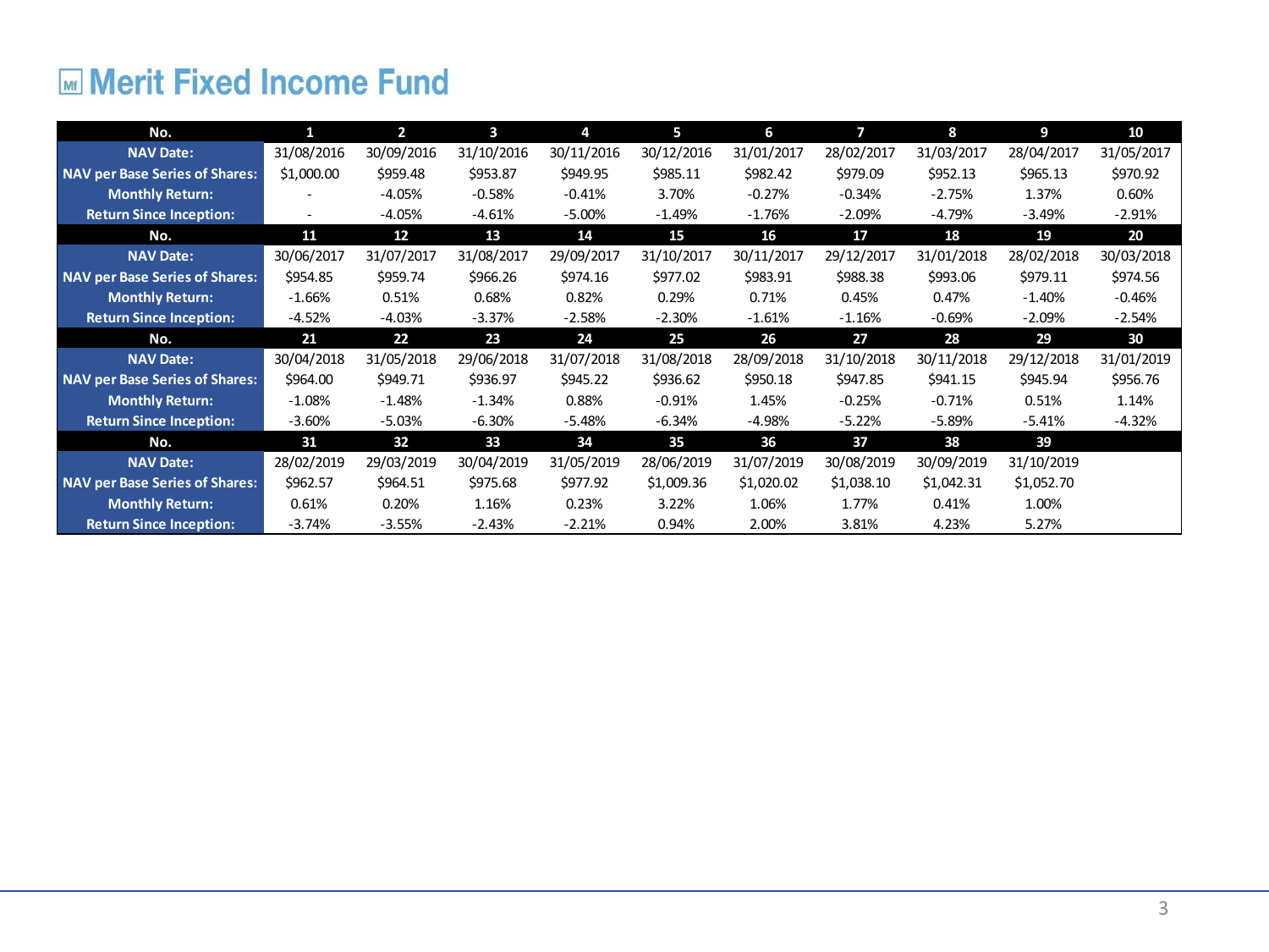# Merit Fixed Income Fund

| No. | 1 | 2 | 3 | 4 | 5 | 6 | 7 | 8 | 9 | 10 |
|---|---|---|---|---|---|---|---|---|---|---|
| **NAV Date:** | 31/08/2016 | 30/09/2016 | 31/10/2016 | 30/11/2016 | 30/12/2016 | 31/01/2017 | 28/02/2017 | 31/03/2017 | 28/04/2017 | 31/05/2017 |
| **NAV per Base Series of Shares:** | $1,000.00 | $959.48 | $953.87 | $949.95 | $985.11 | $982.42 | $979.09 | $952.13 | $965.13 | $970.92 |
| **Monthly Return:** | - | -4.05% | -0.58% | -0.41% | 3.70% | -0.27% | -0.34% | -2.75% | 1.37% | 0.60% |
| **Return Since Inception:** | - | -4.05% | -4.61% | -5.00% | -1.49% | -1.76% | -2.09% | -4.79% | -3.49% | -2.91% |
| **No.** | **11** | **12** | **13** | **14** | **15** | **16** | **17** | **18** | **19** | **20** |
| **NAV Date:** | 30/06/2017 | 31/07/2017 | 31/08/2017 | 29/09/2017 | 31/10/2017 | 30/11/2017 | 29/12/2017 | 31/01/2018 | 28/02/2018 | 30/03/2018 |
| **NAV per Base Series of Shares:** | $954.85 | $959.74 | $966.26 | $974.16 | $977.02 | $983.91 | $988.38 | $993.06 | $979.11 | $974.56 |
| **Monthly Return:** | -1.66% | 0.51% | 0.68% | 0.82% | 0.29% | 0.71% | 0.45% | 0.47% | -1.40% | -0.46% |
| **Return Since Inception:** | -4.52% | -4.03% | -3.37% | -2.58% | -2.30% | -1.61% | -1.16% | -0.69% | -2.09% | -2.54% |
| **No.** | **21** | **22** | **23** | **24** | **25** | **26** | **27** | **28** | **29** | **30** |
| **NAV Date:** | 30/04/2018 | 31/05/2018 | 29/06/2018 | 31/07/2018 | 31/08/2018 | 28/09/2018 | 31/10/2018 | 30/11/2018 | 29/12/2018 | 31/01/2019 |
| **NAV per Base Series of Shares:** | $964.00 | $949.71 | $936.97 | $945.22 | $936.62 | $950.18 | $947.85 | $941.15 | $945.94 | $956.76 |
| **Monthly Return:** | -1.08% | -1.48% | -1.34% | 0.88% | -0.91% | 1.45% | -0.25% | -0.71% | 0.51% | 1.14% |
| **Return Since Inception:** | -3.60% | -5.03% | -6.30% | -5.48% | -6.34% | -4.98% | -5.22% | -5.89% | -5.41% | -4.32% |
| **No.** | **31** | **32** | **33** | **34** | **35** | **36** | **37** | **38** | **39** | |
| **NAV Date:** | 28/02/2019 | 29/03/2019 | 30/04/2019 | 31/05/2019 | 28/06/2019 | 31/07/2019 | 30/08/2019 | 30/09/2019 | 31/10/2019 | |
| **NAV per Base Series of Shares:** | $962.57 | $964.51 | $975.68 | $977.92 | $1,009.36 | $1,020.02 | $1,038.10 | $1,042.31 | $1,052.70 | |
| **Monthly Return:** | 0.61% | 0.20% | 1.16% | 0.23% | 3.22% | 1.06% | 1.77% | 0.41% | 1.00% | |
| **Return Since Inception:** | -3.74% | -3.55% | -2.43% | -2.21% | 0.94% | 2.00% | 3.81% | 4.23% | 5.27% | |